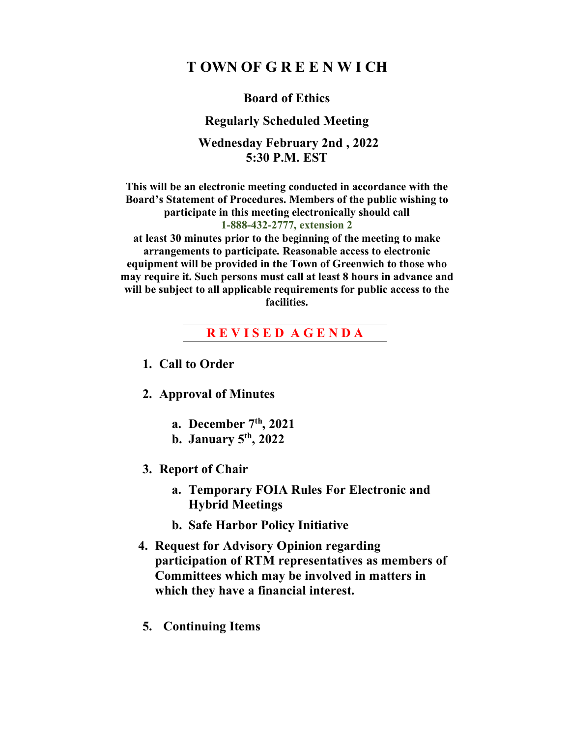# T OWN OF G R E E N W I CH

## Board of Ethics

## Regularly Scheduled Meeting

## Wednesday February 2nd , 2022
## 5:30 P.M. EST

**This will be an electronic meeting conducted in accordance with the Board's Statement of Procedures. Members of the public wishing to participate in this meeting electronically should call**
**1-888-432-2777, extension 2**
**at least 30 minutes prior to the beginning of the meeting to make arrangements to participate. Reasonable access to electronic equipment will be provided in the Town of Greenwich to those who may require it. Such persons must call at least 8 hours in advance and will be subject to all applicable requirements for public access to the facilities.**

---

**R E V I S E D A G E N D A**

---

1. **Call to Order**

2. **Approval of Minutes**

    a. **December 7th, 2021**
    b. **January 5th, 2022**

3. **Report of Chair**

    a. **Temporary FOIA Rules For Electronic and Hybrid Meetings**
    b. **Safe Harbor Policy Initiative**

4. **Request for Advisory Opinion regarding participation of RTM representatives as members of Committees which may be involved in matters in which they have a financial interest.**

5. **Continuing Items**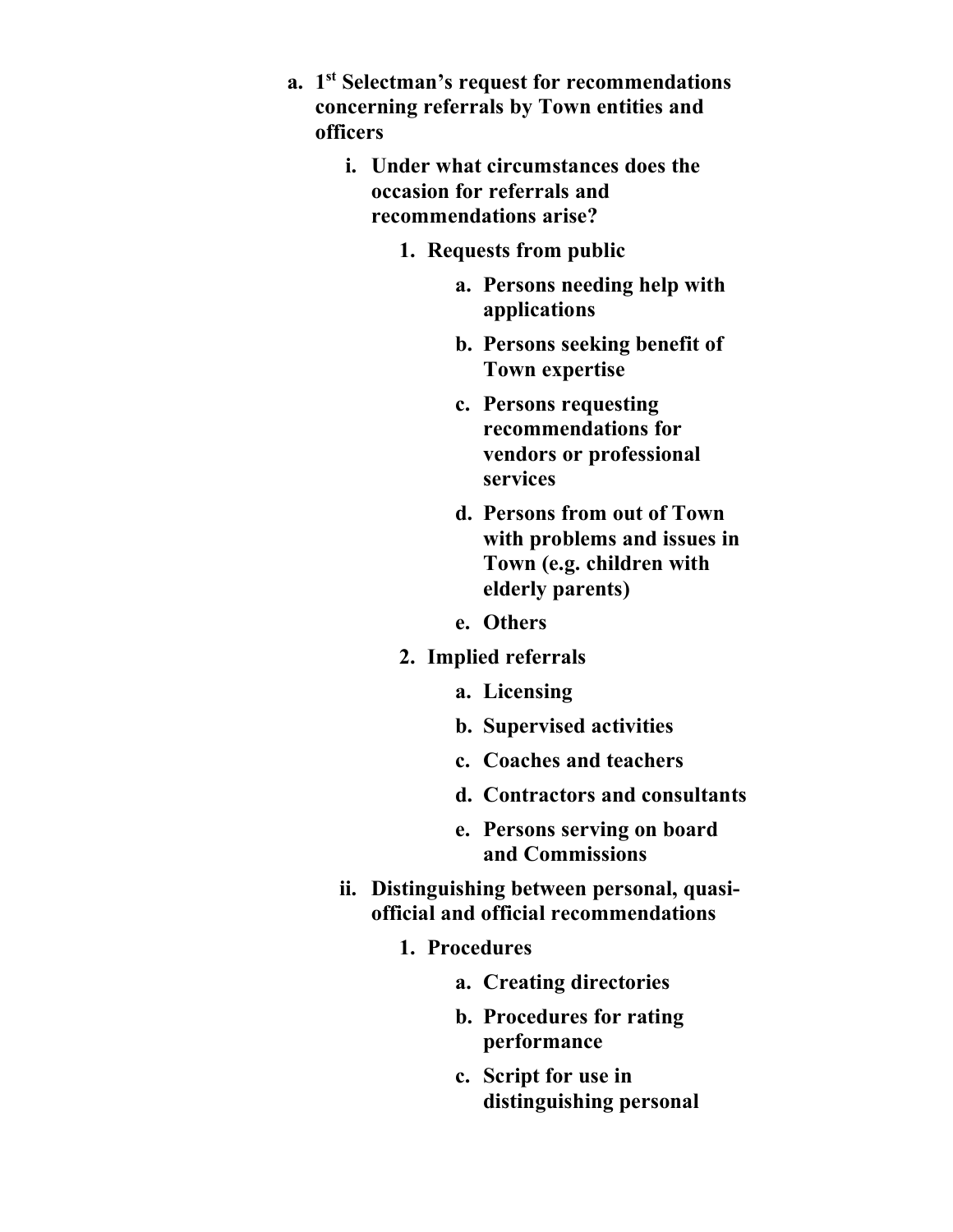- a. **1st Selectman's request for recommendations concerning referrals by Town entities and officers**
  - i. **Under what circumstances does the occasion for referrals and recommendations arise?**
    1. **Requests from public**
       - a. **Persons needing help with applications**
       - b. **Persons seeking benefit of Town expertise**
       - c. **Persons requesting recommendations for vendors or professional services**
       - d. **Persons from out of Town with problems and issues in Town (e.g. children with elderly parents)**
       - e. **Others**
    2. **Implied referrals**
       - a. **Licensing**
       - b. **Supervised activities**
       - c. **Coaches and teachers**
       - d. **Contractors and consultants**
       - e. **Persons serving on board and Commissions**
  - ii. **Distinguishing between personal, quasi-official and official recommendations**
    1. **Procedures**
       - a. **Creating directories**
       - b. **Procedures for rating performance**
       - c. **Script for use in distinguishing personal**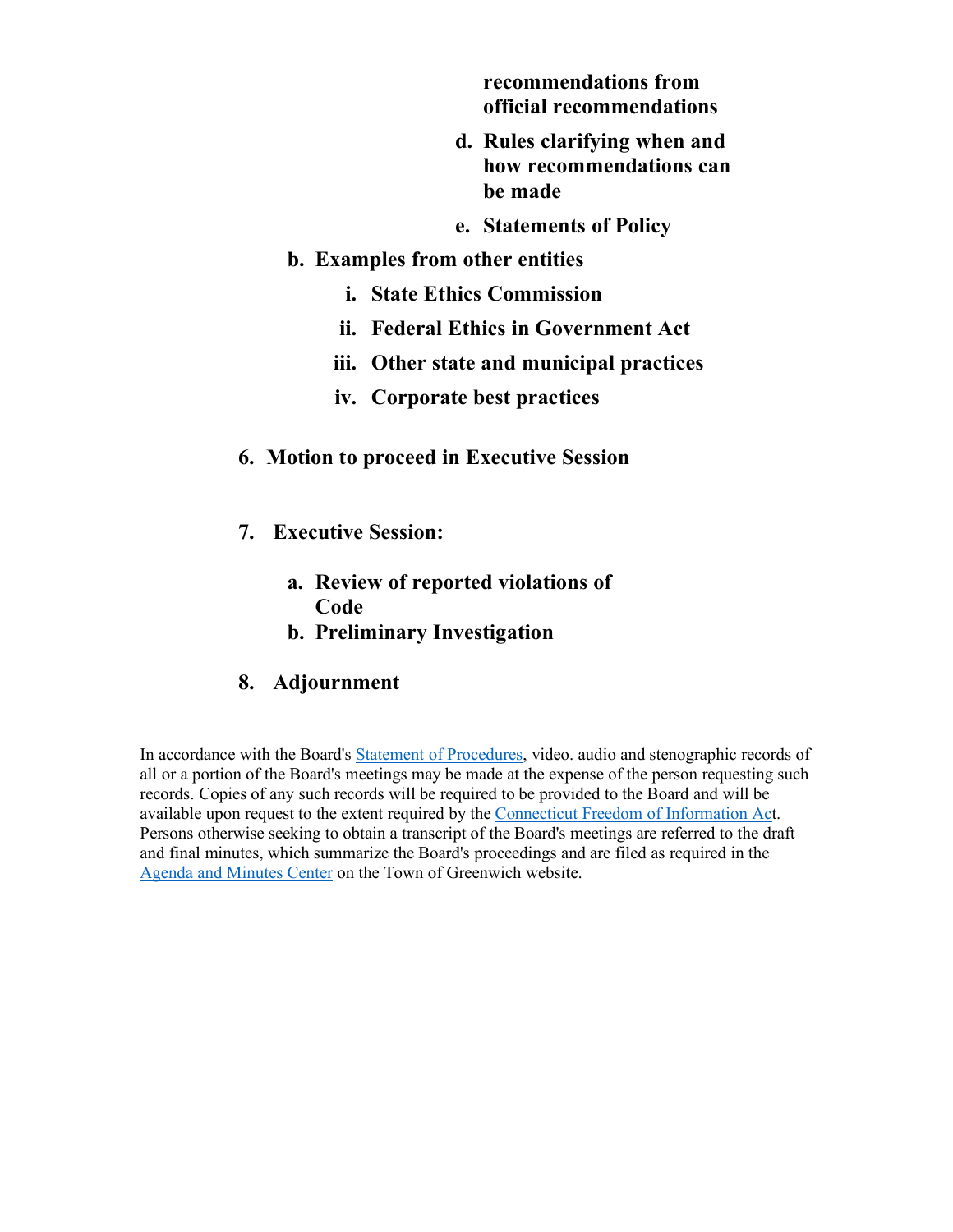recommendations from official recommendations

   d. **Rules clarifying when and how recommendations can be made**
   e. **Statements of Policy**

  b. **Examples from other entities**
    i. **State Ethics Commission**
    ii. **Federal Ethics in Government Act**
    iii. **Other state and municipal practices**
    iv. **Corporate best practices**

6. **Motion to proceed in Executive Session**

7. **Executive Session:**
   a. **Review of reported violations of Code**
   b. **Preliminary Investigation**

8. **Adjournment**

In accordance with the Board's Statement of Procedures, video. audio and stenographic records of all or a portion of the Board's meetings may be made at the expense of the person requesting such records. Copies of any such records will be required to be provided to the Board and will be available upon request to the extent required by the Connecticut Freedom of Information Act. Persons otherwise seeking to obtain a transcript of the Board's meetings are referred to the draft and final minutes, which summarize the Board's proceedings and are filed as required in the Agenda and Minutes Center on the Town of Greenwich website.